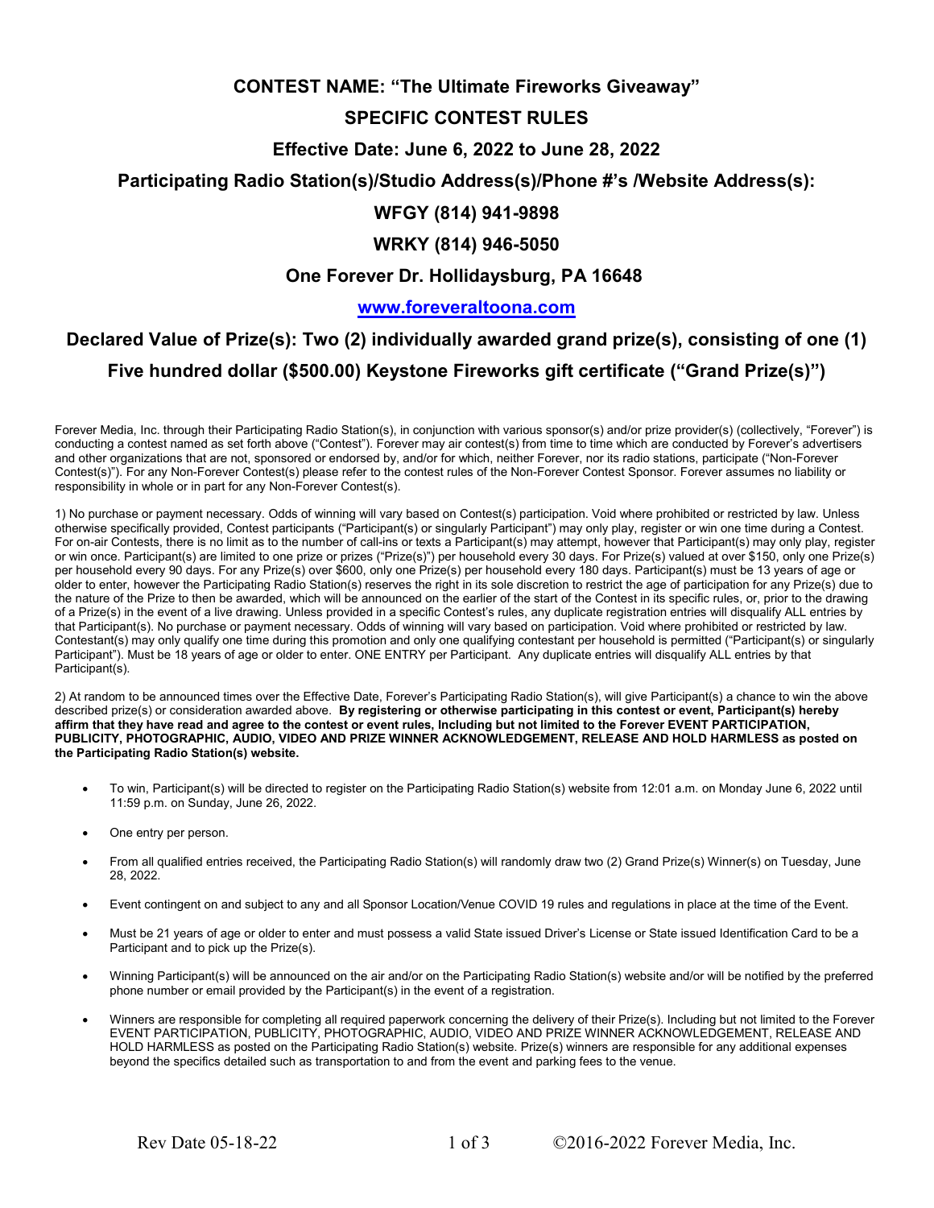# CONTEST NAME: "The Ultimate Fireworks Giveaway"

## SPECIFIC CONTEST RULES

### Effective Date: June 6, 2022 to June 28, 2022

### Participating Radio Station(s)/Studio Address(s)/Phone #'s /Website Address(s):

### WFGY (814) 941-9898

### WRKY (814) 946-5050

### One Forever Dr. Hollidaysburg, PA 16648

### [www.foreveraltoona.com](http://www.foreveraltoona.com)

### Declared Value of Prize(s): Two (2) individually awarded grand prize(s), consisting of one (1) Five hundred dollar ($500.00) Keystone Fireworks gift certificate ("Grand Prize(s)")

Forever Media, Inc. through their Participating Radio Station(s), in conjunction with various sponsor(s) and/or prize provider(s) (collectively, "Forever") is conducting a contest named as set forth above ("Contest"). Forever may air contest(s) from time to time which are conducted by Forever's advertisers and other organizations that are not, sponsored or endorsed by, and/or for which, neither Forever, nor its radio stations, participate ("Non-Forever Contest(s)"). For any Non-Forever Contest(s) please refer to the contest rules of the Non-Forever Contest Sponsor. Forever assumes no liability or responsibility in whole or in part for any Non-Forever Contest(s).

1) No purchase or payment necessary. Odds of winning will vary based on Contest(s) participation. Void where prohibited or restricted by law. Unless otherwise specifically provided, Contest participants ("Participant(s) or singularly Participant") may only play, register or win one time during a Contest. For on-air Contests, there is no limit as to the number of call-ins or texts a Participant(s) may attempt, however that Participant(s) may only play, register or win once. Participant(s) are limited to one prize or prizes ("Prize(s)") per household every 30 days. For Prize(s) valued at over $150, only one Prize(s) per household every 90 days. For any Prize(s) over $600, only one Prize(s) per household every 180 days. Participant(s) must be 13 years of age or older to enter, however the Participating Radio Station(s) reserves the right in its sole discretion to restrict the age of participation for any Prize(s) due to the nature of the Prize to then be awarded, which will be announced on the earlier of the start of the Contest in its specific rules, or, prior to the drawing of a Prize(s) in the event of a live drawing. Unless provided in a specific Contest's rules, any duplicate registration entries will disqualify ALL entries by that Participant(s). No purchase or payment necessary. Odds of winning will vary based on participation. Void where prohibited or restricted by law. Contestant(s) may only qualify one time during this promotion and only one qualifying contestant per household is permitted ("Participant(s) or singularly Participant"). Must be 18 years of age or older to enter. ONE ENTRY per Participant. Any duplicate entries will disqualify ALL entries by that Participant(s).

2) At random to be announced times over the Effective Date, Forever's Participating Radio Station(s), will give Participant(s) a chance to win the above described prize(s) or consideration awarded above. **By registering or otherwise participating in this contest or event, Participant(s) hereby affirm that they have read and agree to the contest or event rules, Including but not limited to the Forever EVENT PARTICIPATION, PUBLICITY, PHOTOGRAPHIC, AUDIO, VIDEO AND PRIZE WINNER ACKNOWLEDGEMENT, RELEASE AND HOLD HARMLESS as posted on the Participating Radio Station(s) website.**

- To win, Participant(s) will be directed to register on the Participating Radio Station(s) website from 12:01 a.m. on Monday June 6, 2022 until 11:59 p.m. on Sunday, June 26, 2022.
- One entry per person.
- From all qualified entries received, the Participating Radio Station(s) will randomly draw two (2) Grand Prize(s) Winner(s) on Tuesday, June 28, 2022.
- Event contingent on and subject to any and all Sponsor Location/Venue COVID 19 rules and regulations in place at the time of the Event.
- Must be 21 years of age or older to enter and must possess a valid State issued Driver's License or State issued Identification Card to be a Participant and to pick up the Prize(s).
- Winning Participant(s) will be announced on the air and/or on the Participating Radio Station(s) website and/or will be notified by the preferred phone number or email provided by the Participant(s) in the event of a registration.
- Winners are responsible for completing all required paperwork concerning the delivery of their Prize(s). Including but not limited to the Forever EVENT PARTICIPATION, PUBLICITY, PHOTOGRAPHIC, AUDIO, VIDEO AND PRIZE WINNER ACKNOWLEDGEMENT, RELEASE AND HOLD HARMLESS as posted on the Participating Radio Station(s) website. Prize(s) winners are responsible for any additional expenses beyond the specifics detailed such as transportation to and from the event and parking fees to the venue.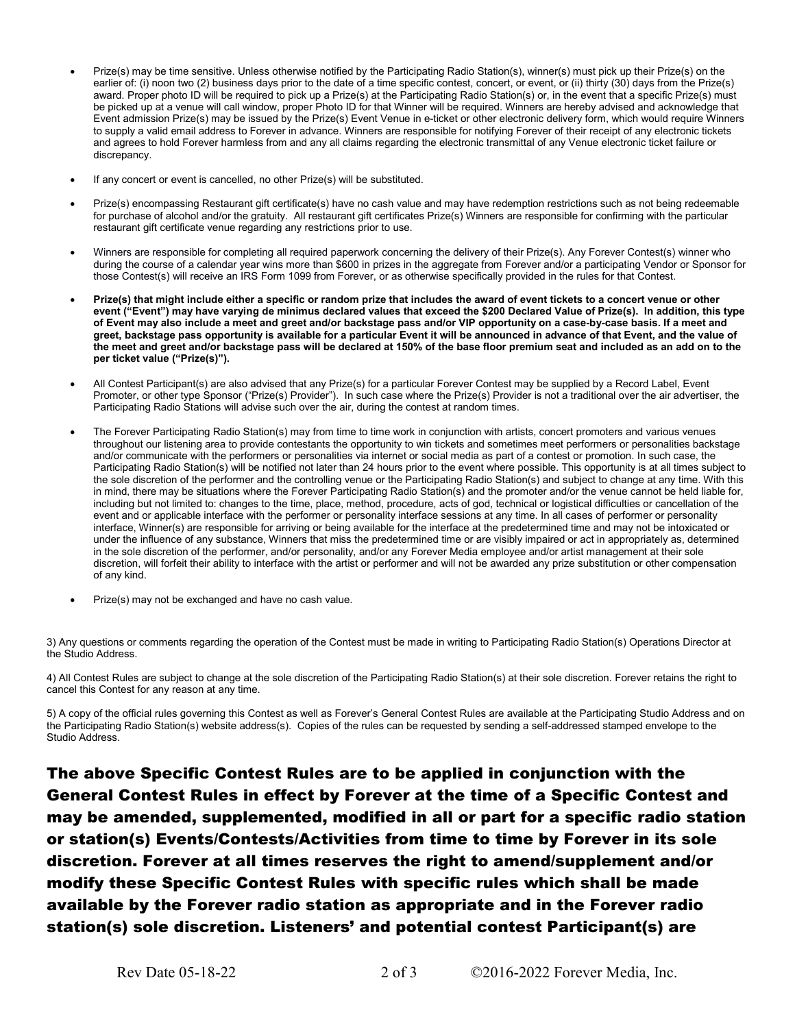- Prize(s) may be time sensitive. Unless otherwise notified by the Participating Radio Station(s), winner(s) must pick up their Prize(s) on the earlier of: (i) noon two (2) business days prior to the date of a time specific contest, concert, or event, or (ii) thirty (30) days from the Prize(s) award. Proper photo ID will be required to pick up a Prize(s) at the Participating Radio Station(s) or, in the event that a specific Prize(s) must be picked up at a venue will call window, proper Photo ID for that Winner will be required. Winners are hereby advised and acknowledge that Event admission Prize(s) may be issued by the Prize(s) Event Venue in e-ticket or other electronic delivery form, which would require Winners to supply a valid email address to Forever in advance. Winners are responsible for notifying Forever of their receipt of any electronic tickets and agrees to hold Forever harmless from and any all claims regarding the electronic transmittal of any Venue electronic ticket failure or discrepancy.

- If any concert or event is cancelled, no other Prize(s) will be substituted.

- Prize(s) encompassing Restaurant gift certificate(s) have no cash value and may have redemption restrictions such as not being redeemable for purchase of alcohol and/or the gratuity. All restaurant gift certificates Prize(s) Winners are responsible for confirming with the particular restaurant gift certificate venue regarding any restrictions prior to use.

- Winners are responsible for completing all required paperwork concerning the delivery of their Prize(s). Any Forever Contest(s) winner who during the course of a calendar year wins more than $600 in prizes in the aggregate from Forever and/or a participating Vendor or Sponsor for those Contest(s) will receive an IRS Form 1099 from Forever, or as otherwise specifically provided in the rules for that Contest.

- **Prize(s) that might include either a specific or random prize that includes the award of event tickets to a concert venue or other event ("Event") may have varying de minimus declared values that exceed the $200 Declared Value of Prize(s). In addition, this type of Event may also include a meet and greet and/or backstage pass and/or VIP opportunity on a case-by-case basis. If a meet and greet, backstage pass opportunity is available for a particular Event it will be announced in advance of that Event, and the value of the meet and greet and/or backstage pass will be declared at 150% of the base floor premium seat and included as an add on to the per ticket value ("Prize(s)").**

- All Contest Participant(s) are also advised that any Prize(s) for a particular Forever Contest may be supplied by a Record Label, Event Promoter, or other type Sponsor ("Prize(s) Provider"). In such case where the Prize(s) Provider is not a traditional over the air advertiser, the Participating Radio Stations will advise such over the air, during the contest at random times.

- The Forever Participating Radio Station(s) may from time to time work in conjunction with artists, concert promoters and various venues throughout our listening area to provide contestants the opportunity to win tickets and sometimes meet performers or personalities backstage and/or communicate with the performers or personalities via internet or social media as part of a contest or promotion. In such case, the Participating Radio Station(s) will be notified not later than 24 hours prior to the event where possible. This opportunity is at all times subject to the sole discretion of the performer and the controlling venue or the Participating Radio Station(s) and subject to change at any time. With this in mind, there may be situations where the Forever Participating Radio Station(s) and the promoter and/or the venue cannot be held liable for, including but not limited to: changes to the time, place, method, procedure, acts of god, technical or logistical difficulties or cancellation of the event and or applicable interface with the performer or personality interface sessions at any time. In all cases of performer or personality interface, Winner(s) are responsible for arriving or being available for the interface at the predetermined time and may not be intoxicated or under the influence of any substance, Winners that miss the predetermined time or are visibly impaired or act in appropriately as, determined in the sole discretion of the performer, and/or personality, and/or any Forever Media employee and/or artist management at their sole discretion, will forfeit their ability to interface with the artist or performer and will not be awarded any prize substitution or other compensation of any kind.

- Prize(s) may not be exchanged and have no cash value.

3) Any questions or comments regarding the operation of the Contest must be made in writing to Participating Radio Station(s) Operations Director at the Studio Address.

4) All Contest Rules are subject to change at the sole discretion of the Participating Radio Station(s) at their sole discretion. Forever retains the right to cancel this Contest for any reason at any time.

5) A copy of the official rules governing this Contest as well as Forever's General Contest Rules are available at the Participating Studio Address and on the Participating Radio Station(s) website address(s). Copies of the rules can be requested by sending a self-addressed stamped envelope to the Studio Address.

**The above Specific Contest Rules are to be applied in conjunction with the General Contest Rules in effect by Forever at the time of a Specific Contest and may be amended, supplemented, modified in all or part for a specific radio station or station(s) Events/Contests/Activities from time to time by Forever in its sole discretion. Forever at all times reserves the right to amend/supplement and/or modify these Specific Contest Rules with specific rules which shall be made available by the Forever radio station as appropriate and in the Forever radio station(s) sole discretion. Listeners' and potential contest Participant(s) are**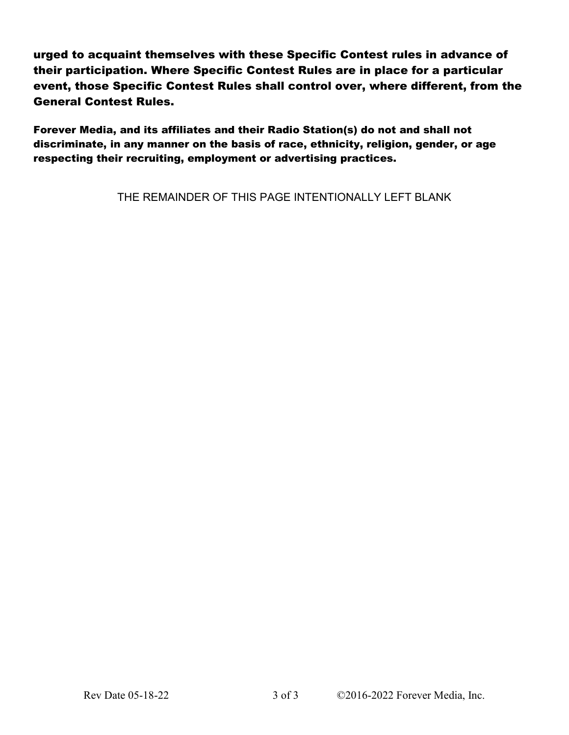**urged to acquaint themselves with these Specific Contest rules in advance of their participation. Where Specific Contest Rules are in place for a particular event, those Specific Contest Rules shall control over, where different, from the General Contest Rules.**

**Forever Media, and its affiliates and their Radio Station(s) do not and shall not discriminate, in any manner on the basis of race, ethnicity, religion, gender, or age respecting their recruiting, employment or advertising practices.**

THE REMAINDER OF THIS PAGE INTENTIONALLY LEFT BLANK